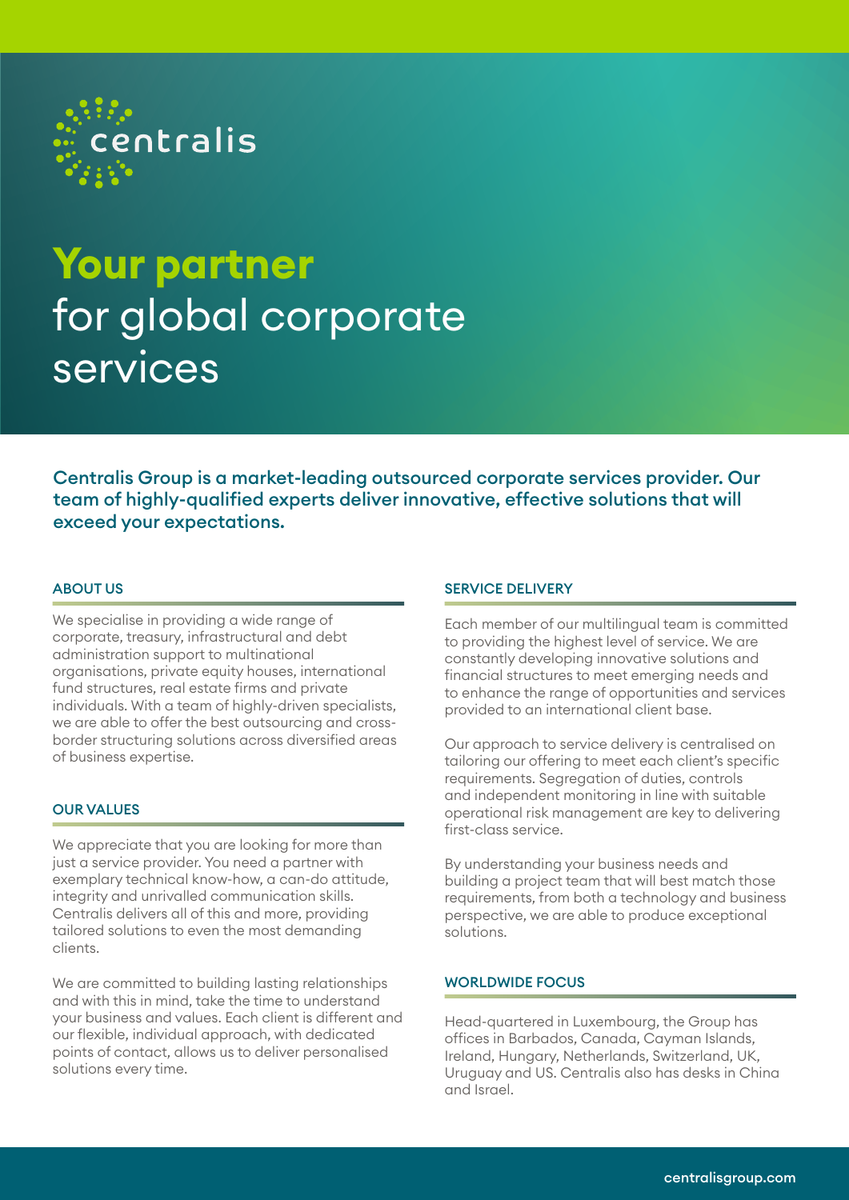centralis

# **Your partner** for global corporate services

**Centralis Group is a market-leading outsourced corporate services provider. Our team of highly-qualified experts deliver innovative, effective solutions that will exceed your expectations.**

## ABOUT US

We specialise in providing a wide range of corporate, treasury, infrastructural and debt administration support to multinational organisations, private equity houses, international fund structures, real estate firms and private individuals. With a team of highly-driven specialists, we are able to offer the best outsourcing and cross-border structuring solutions across diversified areas of business expertise.

## OUR VALUES

We appreciate that you are looking for more than just a service provider. You need a partner with exemplary technical know-how, a can-do attitude, integrity and unrivalled communication skills. Centralis delivers all of this and more, providing tailored solutions to even the most demanding clients.

We are committed to building lasting relationships and with this in mind, take the time to understand your business and values. Each client is different and our flexible, individual approach, with dedicated points of contact, allows us to deliver personalised solutions every time.

## SERVICE DELIVERY

Each member of our multilingual team is committed to providing the highest level of service. We are constantly developing innovative solutions and financial structures to meet emerging needs and to enhance the range of opportunities and services provided to an international client base.

Our approach to service delivery is centralised on tailoring our offering to meet each client's specific requirements. Segregation of duties, controls and independent monitoring in line with suitable operational risk management are key to delivering first-class service.

By understanding your business needs and building a project team that will best match those requirements, from both a technology and business perspective, we are able to produce exceptional solutions.

## WORLDWIDE FOCUS

Head-quartered in Luxembourg, the Group has offices in Barbados, Canada, Cayman Islands, Ireland, Hungary, Netherlands, Switzerland, UK, Uruguay and US. Centralis also has desks in China and Israel.

centralisgroup.com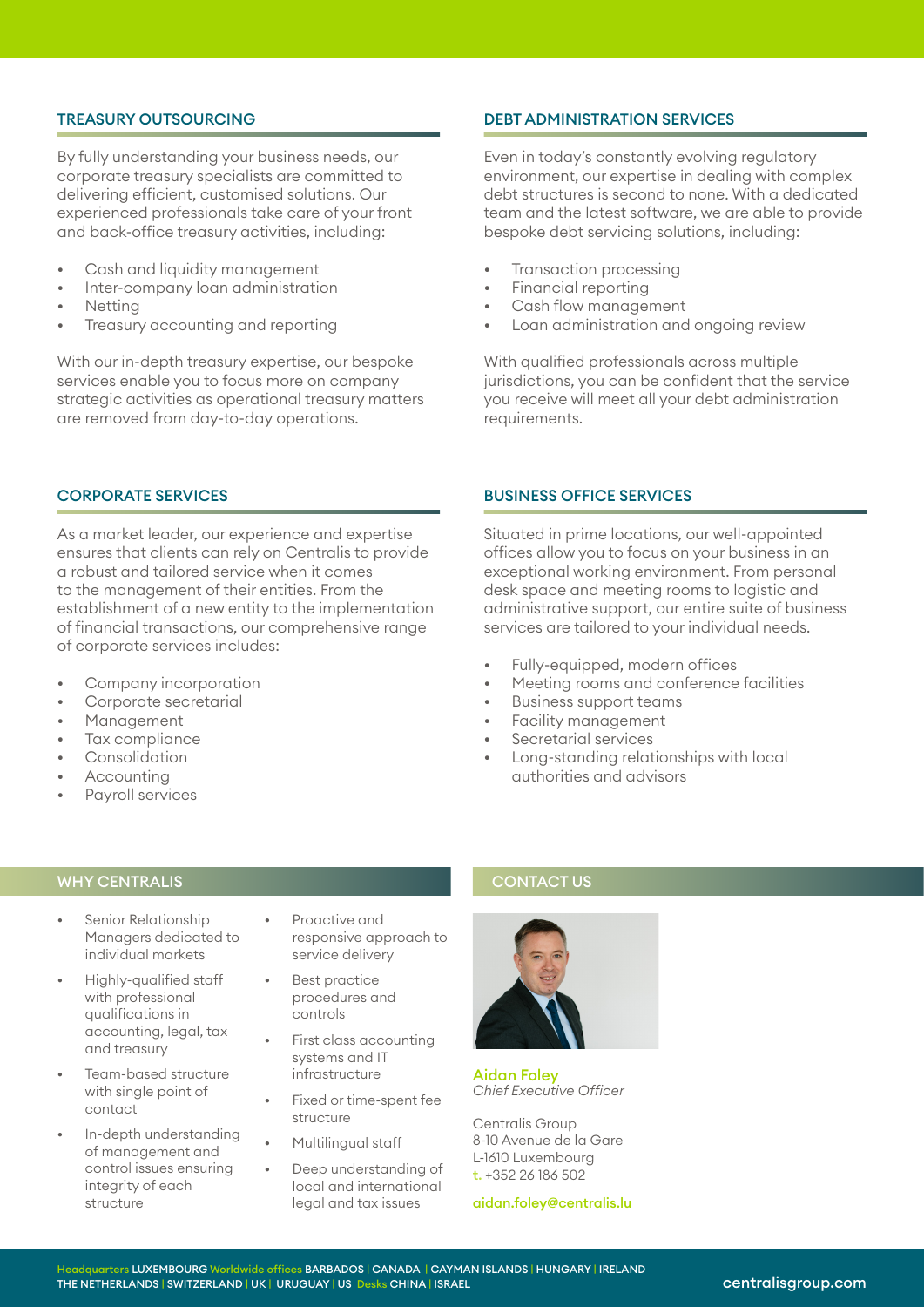## TREASURY OUTSOURCING

By fully understanding your business needs, our corporate treasury specialists are committed to delivering efficient, customised solutions. Our experienced professionals take care of your front and back-office treasury activities, including:

- Cash and liquidity management
- Inter-company loan administration
- Netting
- Treasury accounting and reporting

With our in-depth treasury expertise, our bespoke services enable you to focus more on company strategic activities as operational treasury matters are removed from day-to-day operations.

## DEBT ADMINISTRATION SERVICES

Even in today's constantly evolving regulatory environment, our expertise in dealing with complex debt structures is second to none. With a dedicated team and the latest software, we are able to provide bespoke debt servicing solutions, including:

- Transaction processing
- Financial reporting
- Cash flow management
- Loan administration and ongoing review

With qualified professionals across multiple jurisdictions, you can be confident that the service you receive will meet all your debt administration requirements.

## CORPORATE SERVICES

As a market leader, our experience and expertise ensures that clients can rely on Centralis to provide a robust and tailored service when it comes to the management of their entities. From the establishment of a new entity to the implementation of financial transactions, our comprehensive range of corporate services includes:

- Company incorporation
- Corporate secretarial
- Management
- Tax compliance
- Consolidation
- Accounting
- Payroll services

## BUSINESS OFFICE SERVICES

Situated in prime locations, our well-appointed offices allow you to focus on your business in an exceptional working environment. From personal desk space and meeting rooms to logistic and administrative support, our entire suite of business services are tailored to your individual needs.

- Fully-equipped, modern offices
- Meeting rooms and conference facilities
- Business support teams
- Facility management
- Secretarial services
- Long-standing relationships with local authorities and advisors

## WHY CENTRALIS

- Senior Relationship Managers dedicated to individual markets
- Highly-qualified staff with professional qualifications in accounting, legal, tax and treasury
- Team-based structure with single point of contact
- In-depth understanding of management and control issues ensuring integrity of each structure
- Proactive and responsive approach to service delivery
- Best practice procedures and controls
- First class accounting systems and IT infrastructure
- Fixed or time-spent fee structure
- Multilingual staff
- Deep understanding of local and international legal and tax issues

## CONTACT US

**Aidan Foley**
*Chief Executive Officer*

Centralis Group
8-10 Avenue de la Gare
L-1610 Luxembourg
t. +352 26 186 502

aidan.foley@centralis.lu

Headquarters LUXEMBOURG Worldwide offices BARBADOS | CANADA | CAYMAN ISLANDS | HUNGARY | IRELAND
THE NETHERLANDS | SWITZERLAND | UK | URUGUAY | US Desks CHINA | ISRAEL

centralisgroup.com